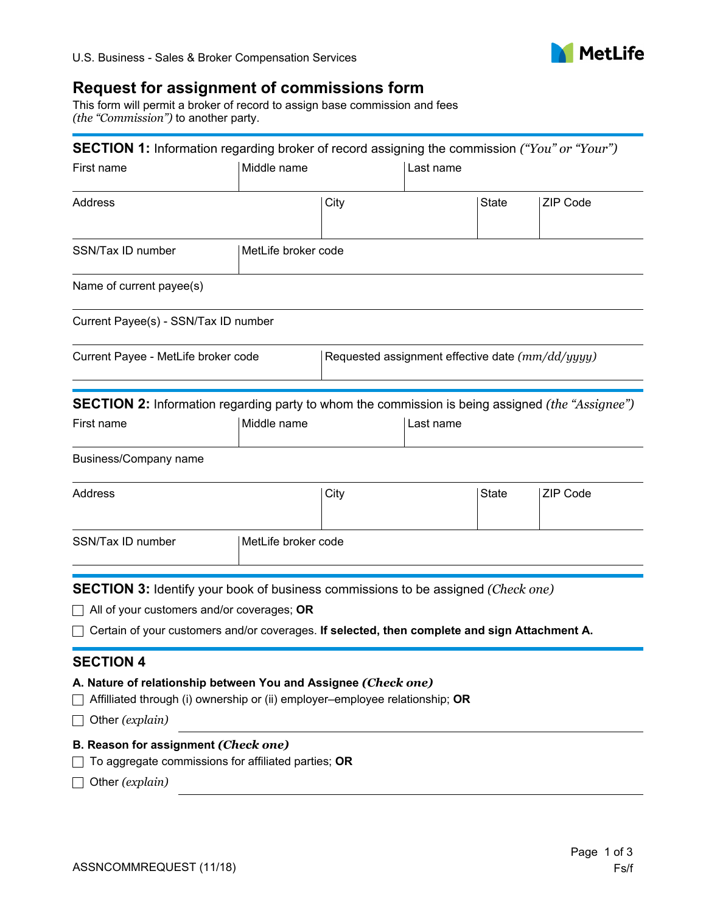U.S. Business - Sales & Broker Compensation Services

MetLife

# Request for assignment of commissions form

This form will permit a broker of record to assign base commission and fees *(the "Commission")* to another party.

## SECTION 1: Information regarding broker of record assigning the commission *("You" or "Your")*

| | | | |
|---|---|---|---|
| First name | Middle name | Last name | |
| Address | City | State | ZIP Code |
| SSN/Tax ID number | MetLife broker code | | |
| Name of current payee(s) | | | |
| Current Payee(s) - SSN/Tax ID number | | | |
| Current Payee - MetLife broker code | Requested assignment effective date *(mm/dd/yyyy)* | | |

## SECTION 2: Information regarding party to whom the commission is being assigned *(the "Assignee")*

| | | | |
|---|---|---|---|
| First name | Middle name | Last name | |
| Business/Company name | | | |
| Address | City | State | ZIP Code |
| SSN/Tax ID number | MetLife broker code | | |

## SECTION 3: Identify your book of business commissions to be assigned *(Check one)*

☐ All of your customers and/or coverages; **OR**

☐ Certain of your customers and/or coverages. **If selected, then complete and sign Attachment A.**

## SECTION 4

**A. Nature of relationship between You and Assignee *(Check one)***

☐ Affilliated through (i) ownership or (ii) employer–employee relationship; **OR**

☐ Other *(explain)* ______________________________

**B. Reason for assignment *(Check one)***

☐ To aggregate commissions for affiliated parties; **OR**

☐ Other *(explain)* ______________________________

ASSNCOMMREQUEST (11/18)

Fs/f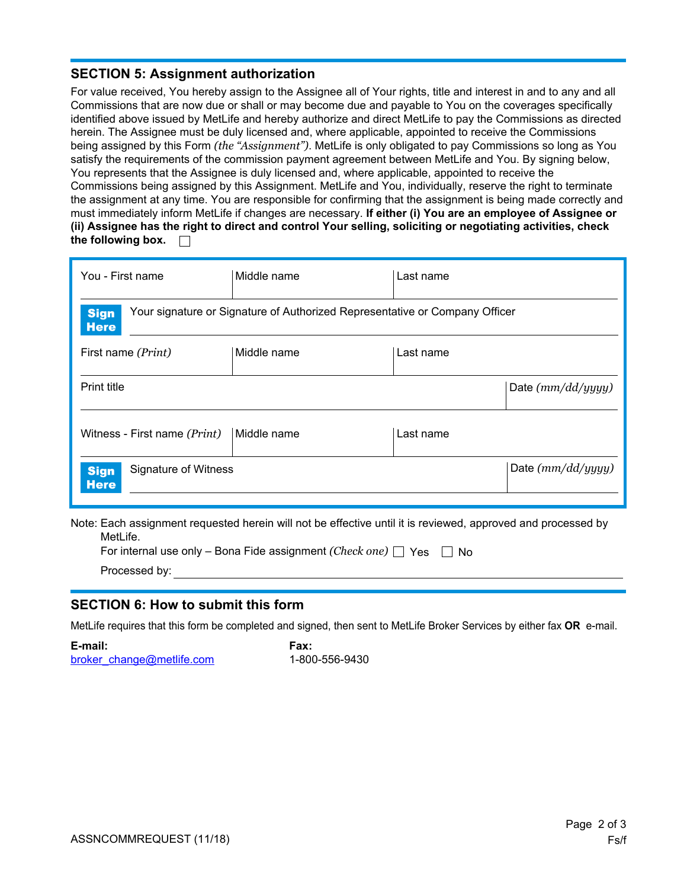## SECTION 5: Assignment authorization

For value received, You hereby assign to the Assignee all of Your rights, title and interest in and to any and all Commissions that are now due or shall or may become due and payable to You on the coverages specifically identified above issued by MetLife and hereby authorize and direct MetLife to pay the Commissions as directed herein. The Assignee must be duly licensed and, where applicable, appointed to receive the Commissions being assigned by this Form *(the "Assignment")*. MetLife is only obligated to pay Commissions so long as You satisfy the requirements of the commission payment agreement between MetLife and You. By signing below, You represents that the Assignee is duly licensed and, where applicable, appointed to receive the Commissions being assigned by this Assignment. MetLife and You, individually, reserve the right to terminate the assignment at any time. You are responsible for confirming that the assignment is being made correctly and must immediately inform MetLife if changes are necessary. **If either (i) You are an employee of Assignee or (ii) Assignee has the right to direct and control Your selling, soliciting or negotiating activities, check the following box.** ☐

| | | | |
|---|---|---|---|
| You - First name | Middle name | Last name | |
| **Sign Here** Your signature or Signature of Authorized Representative or Company Officer | | | |
| First name *(Print)* | Middle name | Last name | |
| Print title | | | Date *(mm/dd/yyyy)* |
| Witness - First name *(Print)* | Middle name | Last name | |
| **Sign Here** Signature of Witness | | | Date *(mm/dd/yyyy)* |

Note: Each assignment requested herein will not be effective until it is reviewed, approved and processed by MetLife.

For internal use only – Bona Fide assignment *(Check one)* ☐ Yes ☐ No

Processed by: ______________________________

## SECTION 6: How to submit this form

MetLife requires that this form be completed and signed, then sent to MetLife Broker Services by either fax **OR** e-mail.

**E-mail:**
broker_change@metlife.com

**Fax:**
1-800-556-9430

ASSNCOMMREQUEST (11/18)

Fs/f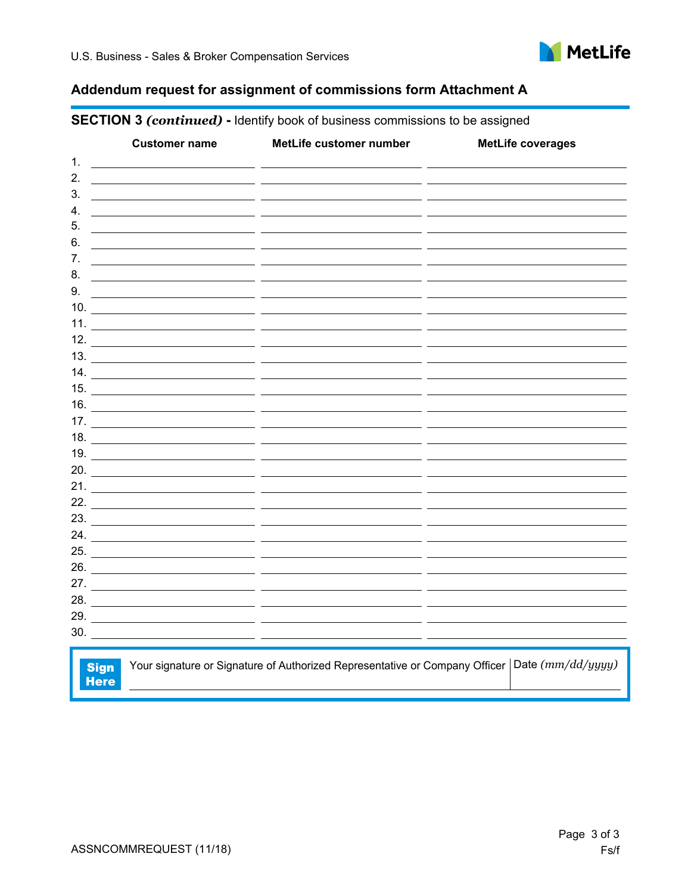U.S. Business - Sales & Broker Compensation Services

## Addendum request for assignment of commissions form Attachment A

**SECTION 3 *(continued)* -** Identify book of business commissions to be assigned

| | Customer name | MetLife customer number | MetLife coverages |
|---|---|---|---|
| 1. | | | |
| 2. | | | |
| 3. | | | |
| 4. | | | |
| 5. | | | |
| 6. | | | |
| 7. | | | |
| 8. | | | |
| 9. | | | |
| 10. | | | |
| 11. | | | |
| 12. | | | |
| 13. | | | |
| 14. | | | |
| 15. | | | |
| 16. | | | |
| 17. | | | |
| 18. | | | |
| 19. | | | |
| 20. | | | |
| 21. | | | |
| 22. | | | |
| 23. | | | |
| 24. | | | |
| 25. | | | |
| 26. | | | |
| 27. | | | |
| 28. | | | |
| 29. | | | |
| 30. | | | |

| Sign Here | Your signature or Signature of Authorized Representative or Company Officer | Date *(mm/dd/yyyy)* |
|---|---|---|
| | | |

ASSNCOMMREQUEST (11/18)

Fs/f